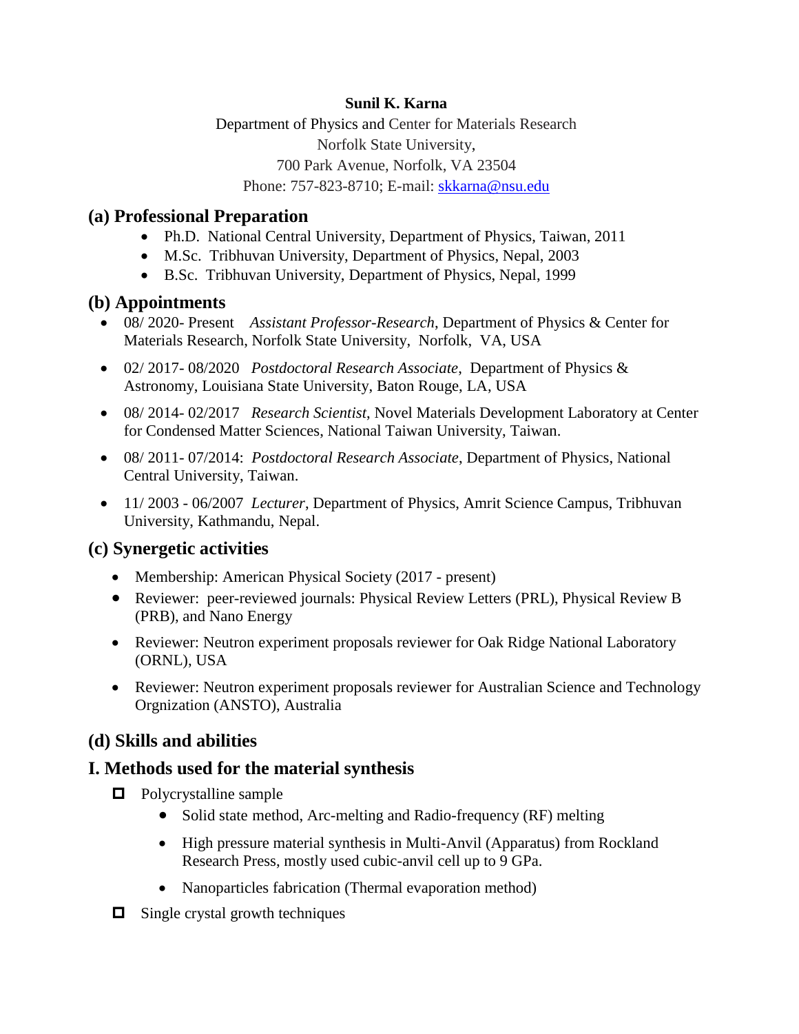**Sunil K. Karna**

Department of Physics and Center for Materials Research
Norfolk State University,
700 Park Avenue, Norfolk, VA 23504
Phone: 757-823-8710; E-mail: [skkarna@nsu.edu](mailto:skkarna@nsu.edu)

## (a) Professional Preparation

- Ph.D. National Central University, Department of Physics, Taiwan, 2011
- M.Sc. Tribhuvan University, Department of Physics, Nepal, 2003
- B.Sc. Tribhuvan University, Department of Physics, Nepal, 1999

## (b) Appointments

- 08/ 2020- Present *Assistant Professor-Research*, Department of Physics & Center for Materials Research, Norfolk State University, Norfolk, VA, USA
- 02/ 2017- 08/2020 *Postdoctoral Research Associate*, Department of Physics & Astronomy, Louisiana State University, Baton Rouge, LA, USA
- 08/ 2014- 02/2017 *Research Scientist*, Novel Materials Development Laboratory at Center for Condensed Matter Sciences, National Taiwan University, Taiwan.
- 08/ 2011- 07/2014: *Postdoctoral Research Associate*, Department of Physics, National Central University, Taiwan.
- 11/ 2003 - 06/2007 *Lecturer*, Department of Physics, Amrit Science Campus, Tribhuvan University, Kathmandu, Nepal.

## (c) Synergetic activities

- Membership: American Physical Society (2017 - present)
- Reviewer: peer-reviewed journals: Physical Review Letters (PRL), Physical Review B (PRB), and Nano Energy
- Reviewer: Neutron experiment proposals reviewer for Oak Ridge National Laboratory (ORNL), USA
- Reviewer: Neutron experiment proposals reviewer for Australian Science and Technology Orgnization (ANSTO), Australia

## (d) Skills and abilities

## I. Methods used for the material synthesis

- Polycrystalline sample
  - Solid state method, Arc-melting and Radio-frequency (RF) melting
  - High pressure material synthesis in Multi-Anvil (Apparatus) from Rockland Research Press, mostly used cubic-anvil cell up to 9 GPa.
  - Nanoparticles fabrication (Thermal evaporation method)
- Single crystal growth techniques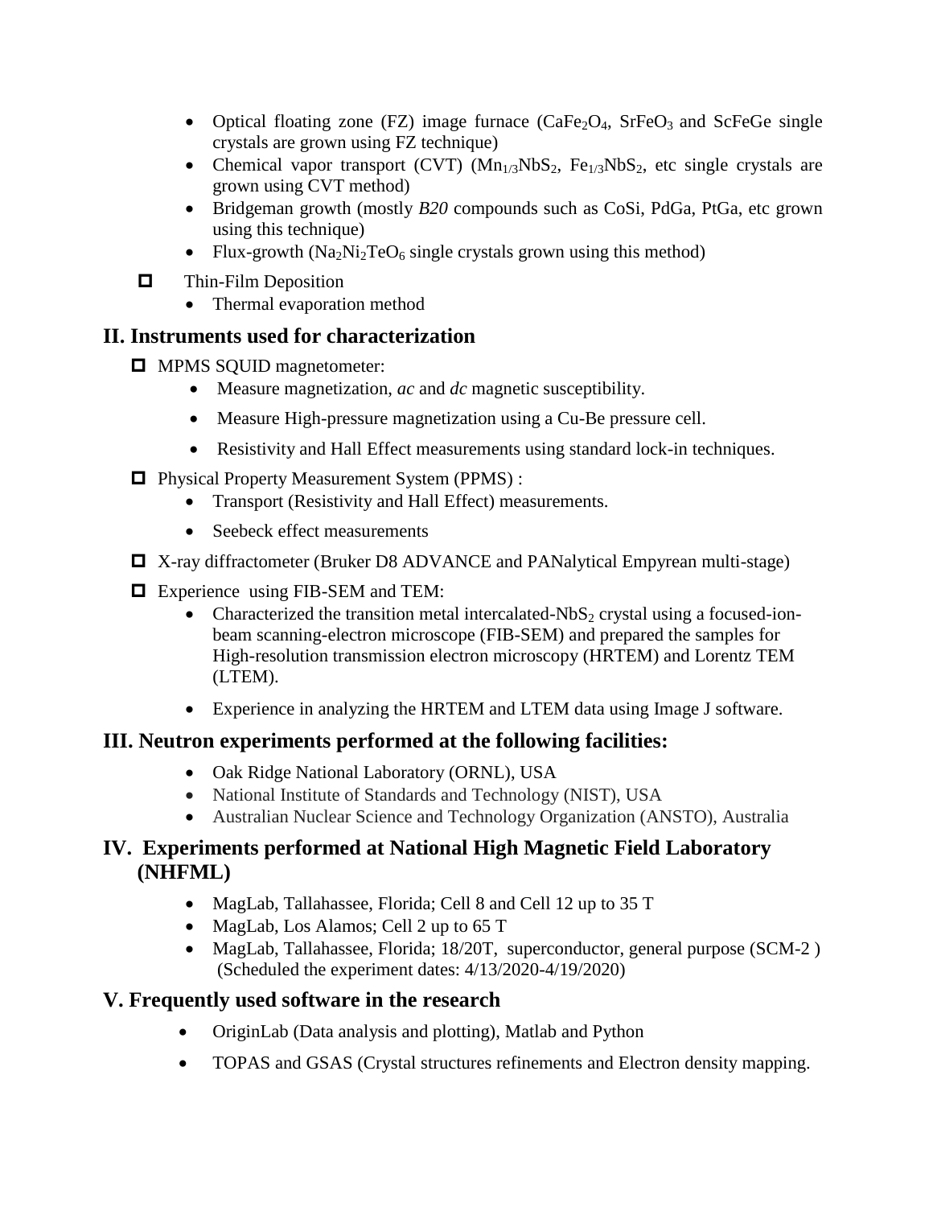- Optical floating zone (FZ) image furnace ($CaFe_2O_4$, $SrFeO_3$ and ScFeGe single crystals are grown using FZ technique)
- Chemical vapor transport (CVT) ($Mn_{1/3}NbS_2$, $Fe_{1/3}NbS_2$, etc single crystals are grown using CVT method)
- Bridgeman growth (mostly *B20* compounds such as CoSi, PdGa, PtGa, etc grown using this technique)
- Flux-growth ($Na_2Ni_2TeO_6$ single crystals grown using this method)

- Thin-Film Deposition
  - Thermal evaporation method

## II. Instruments used for characterization

- MPMS SQUID magnetometer:
  - Measure magnetization, *ac* and *dc* magnetic susceptibility.
  - Measure High-pressure magnetization using a Cu-Be pressure cell.
  - Resistivity and Hall Effect measurements using standard lock-in techniques.
- Physical Property Measurement System (PPMS) :
  - Transport (Resistivity and Hall Effect) measurements.
  - Seebeck effect measurements
- X-ray diffractometer (Bruker D8 ADVANCE and PANalytical Empyrean multi-stage)
- Experience using FIB-SEM and TEM:
  - Characterized the transition metal intercalated-$NbS_2$ crystal using a focused-ion-beam scanning-electron microscope (FIB-SEM) and prepared the samples for High-resolution transmission electron microscopy (HRTEM) and Lorentz TEM (LTEM).
  - Experience in analyzing the HRTEM and LTEM data using Image J software.

## III. Neutron experiments performed at the following facilities:

- Oak Ridge National Laboratory (ORNL), USA
- National Institute of Standards and Technology (NIST), USA
- Australian Nuclear Science and Technology Organization (ANSTO), Australia

## IV. Experiments performed at National High Magnetic Field Laboratory (NHFML)

- MagLab, Tallahassee, Florida; Cell 8 and Cell 12 up to 35 T
- MagLab, Los Alamos; Cell 2 up to 65 T
- MagLab, Tallahassee, Florida; 18/20T, superconductor, general purpose (SCM-2 ) (Scheduled the experiment dates: 4/13/2020-4/19/2020)

## V. Frequently used software in the research

- OriginLab (Data analysis and plotting), Matlab and Python
- TOPAS and GSAS (Crystal structures refinements and Electron density mapping.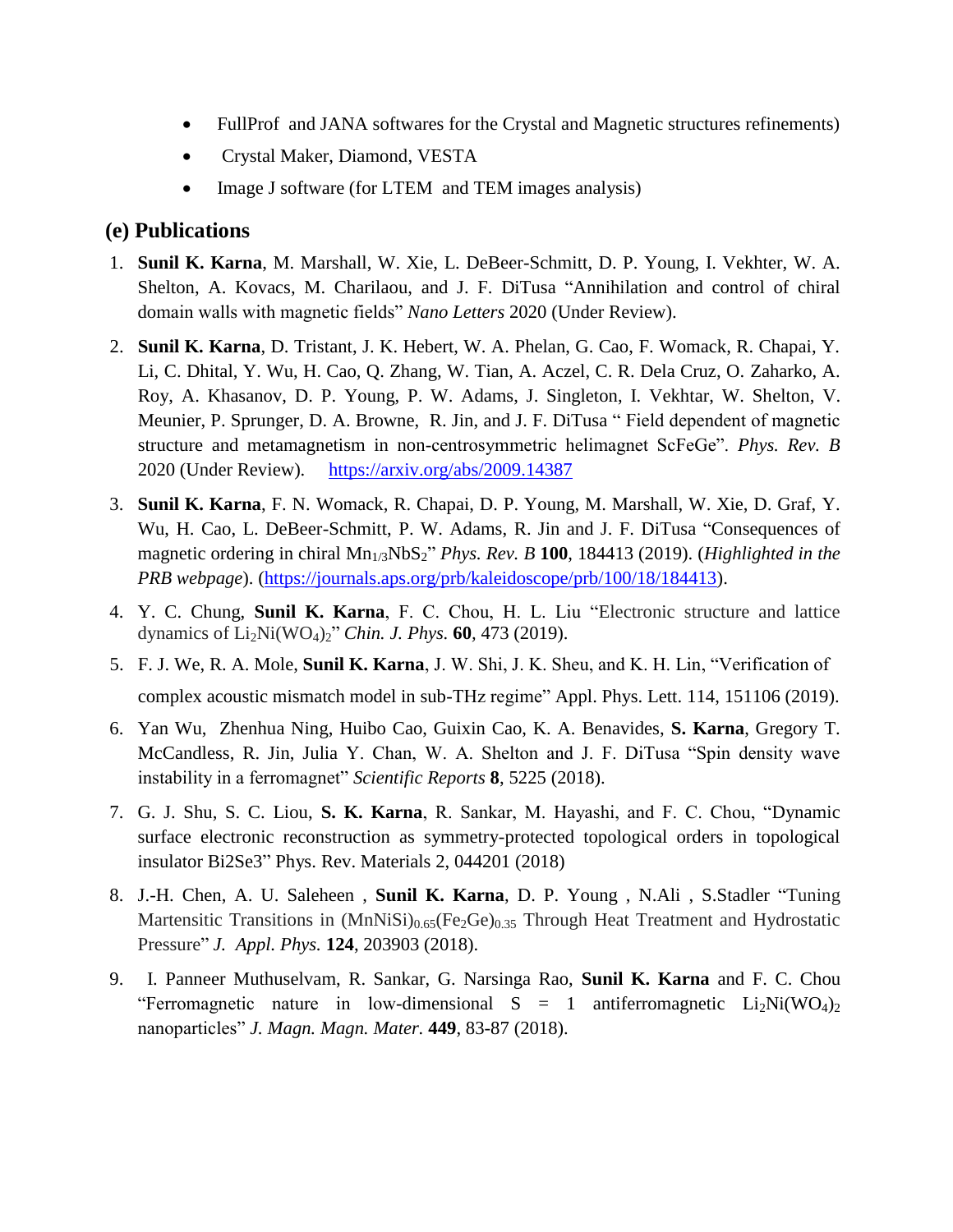- FullProf and JANA softwares for the Crystal and Magnetic structures refinements)
- Crystal Maker, Diamond, VESTA
- Image J software (for LTEM and TEM images analysis)

## (e) Publications

1. **Sunil K. Karna**, M. Marshall, W. Xie, L. DeBeer-Schmitt, D. P. Young, I. Vekhter, W. A. Shelton, A. Kovacs, M. Charilaou, and J. F. DiTusa "Annihilation and control of chiral domain walls with magnetic fields" *Nano Letters* 2020 (Under Review).
2. **Sunil K. Karna**, D. Tristant, J. K. Hebert, W. A. Phelan, G. Cao, F. Womack, R. Chapai, Y. Li, C. Dhital, Y. Wu, H. Cao, Q. Zhang, W. Tian, A. Aczel, C. R. Dela Cruz, O. Zaharko, A. Roy, A. Khasanov, D. P. Young, P. W. Adams, J. Singleton, I. Vekhtar, W. Shelton, V. Meunier, P. Sprunger, D. A. Browne, R. Jin, and J. F. DiTusa " Field dependent of magnetic structure and metamagnetism in non-centrosymmetric helimagnet ScFeGe". *Phys. Rev. B* 2020 (Under Review). https://arxiv.org/abs/2009.14387
3. **Sunil K. Karna**, F. N. Womack, R. Chapai, D. P. Young, M. Marshall, W. Xie, D. Graf, Y. Wu, H. Cao, L. DeBeer-Schmitt, P. W. Adams, R. Jin and J. F. DiTusa "Consequences of magnetic ordering in chiral $Mn_{1/3}NbS_2$" *Phys. Rev. B* **100**, 184413 (2019). (*Highlighted in the PRB webpage*). (https://journals.aps.org/prb/kaleidoscope/prb/100/18/184413).
4. Y. C. Chung, **Sunil K. Karna**, F. C. Chou, H. L. Liu "Electronic structure and lattice dynamics of $Li_2Ni(WO_4)_2$" *Chin. J. Phys.* **60**, 473 (2019).
5. F. J. We, R. A. Mole, **Sunil K. Karna**, J. W. Shi, J. K. Sheu, and K. H. Lin, "Verification of complex acoustic mismatch model in sub-THz regime" Appl. Phys. Lett. 114, 151106 (2019).
6. Yan Wu, Zhenhua Ning, Huibo Cao, Guixin Cao, K. A. Benavides, **S. Karna**, Gregory T. McCandless, R. Jin, Julia Y. Chan, W. A. Shelton and J. F. DiTusa "Spin density wave instability in a ferromagnet" *Scientific Reports* **8**, 5225 (2018).
7. G. J. Shu, S. C. Liou, **S. K. Karna**, R. Sankar, M. Hayashi, and F. C. Chou, "Dynamic surface electronic reconstruction as symmetry-protected topological orders in topological insulator Bi2Se3" Phys. Rev. Materials 2, 044201 (2018)
8. J.-H. Chen, A. U. Saleheen , **Sunil K. Karna**, D. P. Young , N.Ali , S.Stadler "Tuning Martensitic Transitions in $(MnNiSi)_{0.65}(Fe_2Ge)_{0.35}$ Through Heat Treatment and Hydrostatic Pressure" *J. Appl. Phys.* **124**, 203903 (2018).
9. I. Panneer Muthuselvam, R. Sankar, G. Narsinga Rao, **Sunil K. Karna** and F. C. Chou "Ferromagnetic nature in low-dimensional S = 1 antiferromagnetic $Li_2Ni(WO_4)_2$ nanoparticles" *J. Magn. Magn. Mater.* **449**, 83-87 (2018).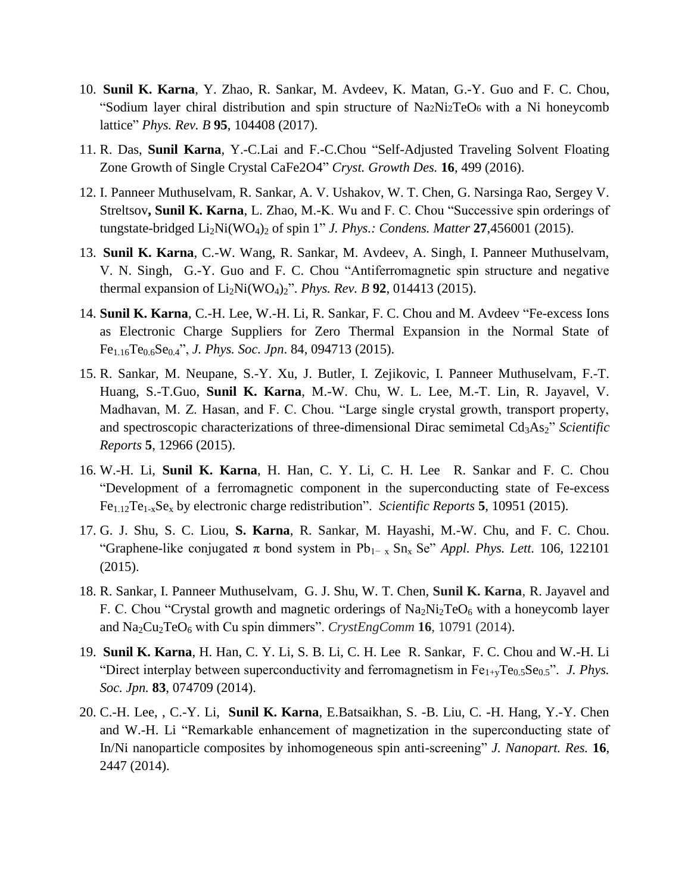10. **Sunil K. Karna**, Y. Zhao, R. Sankar, M. Avdeev, K. Matan, G.-Y. Guo and F. C. Chou, "Sodium layer chiral distribution and spin structure of $Na_2Ni_2TeO_6$ with a Ni honeycomb lattice" *Phys. Rev. B* **95**, 104408 (2017).

11. R. Das, **Sunil Karna**, Y.-C.Lai and F.-C.Chou "Self-Adjusted Traveling Solvent Floating Zone Growth of Single Crystal CaFe2O4" *Cryst. Growth Des.* **16**, 499 (2016).

12. I. Panneer Muthuselvam, R. Sankar, A. V. Ushakov, W. T. Chen, G. Narsinga Rao, Sergey V. Streltsov**,** **Sunil K. Karna**, L. Zhao, M.-K. Wu and F. C. Chou "Successive spin orderings of tungstate-bridged $Li_2Ni(WO_4)_2$ of spin 1" *J. Phys.: Condens. Matter* **27**,456001 (2015).

13. **Sunil K. Karna**, C.-W. Wang, R. Sankar, M. Avdeev, A. Singh, I. Panneer Muthuselvam, V. N. Singh, G.-Y. Guo and F. C. Chou "Antiferromagnetic spin structure and negative thermal expansion of $Li_2Ni(WO_4)_2$". *Phys. Rev. B* **92**, 014413 (2015).

14. **Sunil K. Karna**, C.-H. Lee, W.-H. Li, R. Sankar, F. C. Chou and M. Avdeev "Fe-excess Ions as Electronic Charge Suppliers for Zero Thermal Expansion in the Normal State of $Fe_{1.16}Te_{0.6}Se_{0.4}$", *J. Phys. Soc. Jpn*. 84, 094713 (2015).

15. R. Sankar, M. Neupane, S.-Y. Xu, J. Butler, I. Zejikovic, I. Panneer Muthuselvam, F.-T. Huang, S.-T.Guo, **Sunil K. Karna**, M.-W. Chu, W. L. Lee, M.-T. Lin, R. Jayavel, V. Madhavan, M. Z. Hasan, and F. C. Chou. "Large single crystal growth, transport property, and spectroscopic characterizations of three-dimensional Dirac semimetal $Cd_3As_2$" *Scientific Reports* **5**, 12966 (2015).

16. W.-H. Li, **Sunil K. Karna**, H. Han, C. Y. Li, C. H. Lee R. Sankar and F. C. Chou "Development of a ferromagnetic component in the superconducting state of Fe-excess $Fe_{1.12}Te_{1-x}Se_x$ by electronic charge redistribution". *Scientific Reports* **5**, 10951 (2015).

17. G. J. Shu, S. C. Liou, **S. Karna**, R. Sankar, M. Hayashi, M.-W. Chu, and F. C. Chou. "Graphene-like conjugated $\pi$ bond system in $Pb_{1-x}Sn_xSe$" *Appl. Phys. Lett.* 106, 122101 (2015).

18. R. Sankar, I. Panneer Muthuselvam, G. J. Shu, W. T. Chen, **Sunil K. Karna**, R. Jayavel and F. C. Chou "Crystal growth and magnetic orderings of $Na_2Ni_2TeO_6$ with a honeycomb layer and $Na_2Cu_2TeO_6$ with Cu spin dimmers". *CrystEngComm* **16**, 10791 (2014).

19. **Sunil K. Karna**, H. Han, C. Y. Li, S. B. Li, C. H. Lee R. Sankar, F. C. Chou and W.-H. Li "Direct interplay between superconductivity and ferromagnetism in $Fe_{1+y}Te_{0.5}Se_{0.5}$". *J. Phys. Soc. Jpn.* **83**, 074709 (2014).

20. C.-H. Lee, , C.-Y. Li, **Sunil K. Karna**, E.Batsaikhan, S. -B. Liu, C. -H. Hang, Y.-Y. Chen and W.-H. Li "Remarkable enhancement of magnetization in the superconducting state of In/Ni nanoparticle composites by inhomogeneous spin anti-screening" *J. Nanopart. Res.* **16**, 2447 (2014).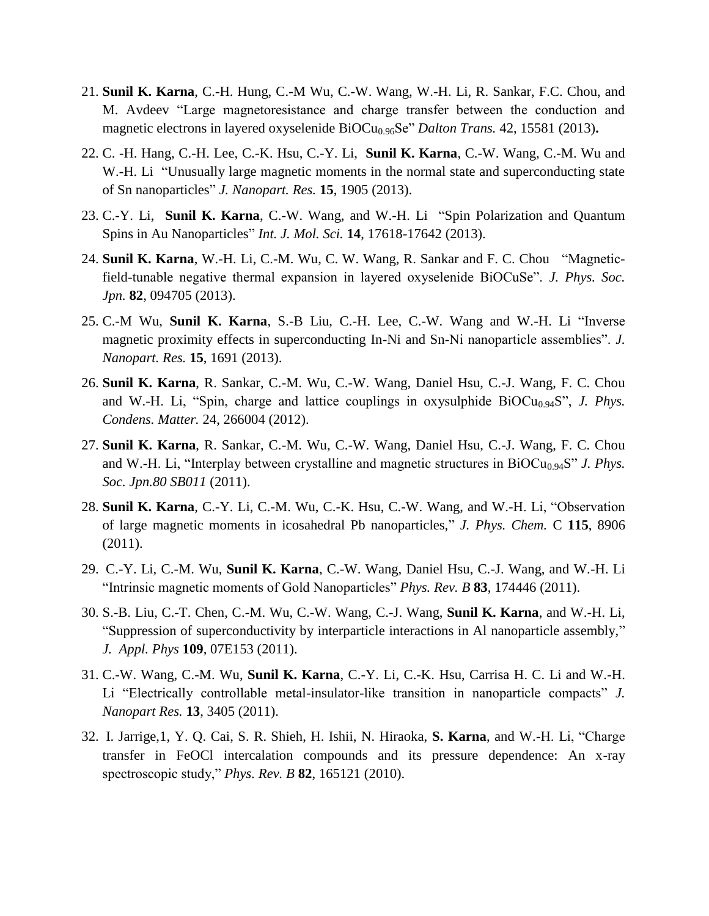21. **Sunil K. Karna**, C.-H. Hung, C.-M Wu, C.-W. Wang, W.-H. Li, R. Sankar, F.C. Chou, and M. Avdeev "Large magnetoresistance and charge transfer between the conduction and magnetic electrons in layered oxyselenide $BiOCu_{0.96}Se$" *Dalton Trans.* 42, 15581 (2013)**.**

22. C. -H. Hang, C.-H. Lee, C.-K. Hsu, C.-Y. Li, **Sunil K. Karna**, C.-W. Wang, C.-M. Wu and W.-H. Li "Unusually large magnetic moments in the normal state and superconducting state of Sn nanoparticles" *J. Nanopart. Res.* **15**, 1905 (2013).

23. C.-Y. Li, **Sunil K. Karna**, C.-W. Wang, and W.-H. Li "Spin Polarization and Quantum Spins in Au Nanoparticles" *Int. J. Mol. Sci.* **14**, 17618-17642 (2013).

24. **Sunil K. Karna**, W.-H. Li, C.-M. Wu, C. W. Wang, R. Sankar and F. C. Chou "Magnetic-field-tunable negative thermal expansion in layered oxyselenide BiOCuSe". *J. Phys. Soc. Jpn.* **82**, 094705 (2013).

25. C.-M Wu, **Sunil K. Karna**, S.-B Liu, C.-H. Lee, C.-W. Wang and W.-H. Li "Inverse magnetic proximity effects in superconducting In-Ni and Sn-Ni nanoparticle assemblies". *J. Nanopart. Res.* **15**, 1691 (2013).

26. **Sunil K. Karna**, R. Sankar, C.-M. Wu, C.-W. Wang, Daniel Hsu, C.-J. Wang, F. C. Chou and W.-H. Li, "Spin, charge and lattice couplings in oxysulphide $BiOCu_{0.94}S$", *J. Phys. Condens. Matter.* 24, 266004 (2012).

27. **Sunil K. Karna**, R. Sankar, C.-M. Wu, C.-W. Wang, Daniel Hsu, C.-J. Wang, F. C. Chou and W.-H. Li, "Interplay between crystalline and magnetic structures in $BiOCu_{0.94}S$" *J. Phys. Soc. Jpn.80 SB011* (2011).

28. **Sunil K. Karna**, C.-Y. Li, C.-M. Wu, C.-K. Hsu, C.-W. Wang, and W.-H. Li, "Observation of large magnetic moments in icosahedral Pb nanoparticles," *J. Phys. Chem.* C **115**, 8906 (2011).

29. C.-Y. Li, C.-M. Wu, **Sunil K. Karna**, C.-W. Wang, Daniel Hsu, C.-J. Wang, and W.-H. Li "Intrinsic magnetic moments of Gold Nanoparticles" *Phys. Rev. B* **83**, 174446 (2011).

30. S.-B. Liu, C.-T. Chen, C.-M. Wu, C.-W. Wang, C.-J. Wang, **Sunil K. Karna**, and W.-H. Li, "Suppression of superconductivity by interparticle interactions in Al nanoparticle assembly," *J. Appl. Phys* **109**, 07E153 (2011).

31. C.-W. Wang, C.-M. Wu, **Sunil K. Karna**, C.-Y. Li, C.-K. Hsu, Carrisa H. C. Li and W.-H. Li "Electrically controllable metal-insulator-like transition in nanoparticle compacts" *J. Nanopart Res.* **13**, 3405 (2011).

32. I. Jarrige,1, Y. Q. Cai, S. R. Shieh, H. Ishii, N. Hiraoka, **S. Karna**, and W.-H. Li, "Charge transfer in FeOCl intercalation compounds and its pressure dependence: An x-ray spectroscopic study," *Phys. Rev. B* **82**, 165121 (2010).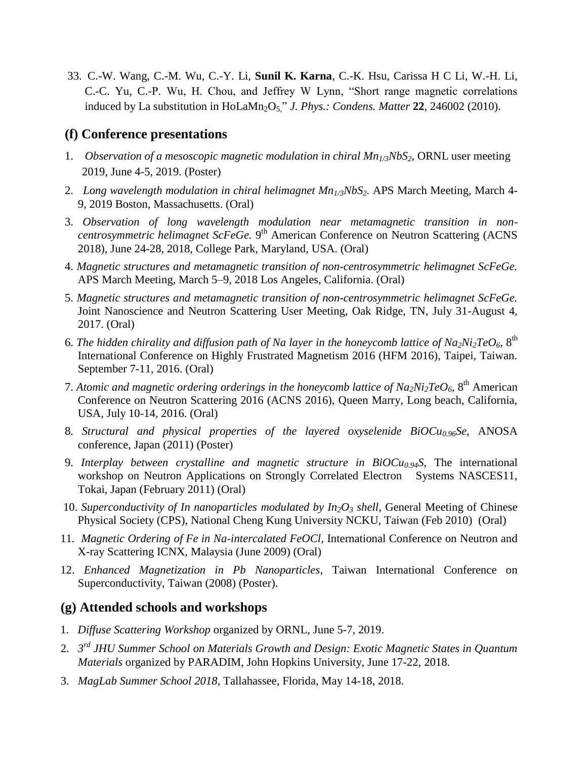33. C.-W. Wang, C.-M. Wu, C.-Y. Li, **Sunil K. Karna**, C.-K. Hsu, Carissa H C Li, W.-H. Li, C.-C. Yu, C.-P. Wu, H. Chou, and Jeffrey W Lynn, "Short range magnetic correlations induced by La substitution in $HoLaMn_2O_5$," *J. Phys.: Condens. Matter* **22**, 246002 (2010).

## (f) Conference presentations

1. *Observation of a mesoscopic magnetic modulation in chiral $Mn_{1/3}NbS_2$*, ORNL user meeting 2019, June 4-5, 2019. (Poster)
2. *Long wavelength modulation in chiral helimagnet $Mn_{1/3}NbS_2$.* APS March Meeting, March 4-9, 2019 Boston, Massachusetts. (Oral)
3. *Observation of long wavelength modulation near metamagnetic transition in non-centrosymmetric helimagnet ScFeGe.* 9th American Conference on Neutron Scattering (ACNS 2018), June 24-28, 2018, College Park, Maryland, USA. (Oral)
4. *Magnetic structures and metamagnetic transition of non-centrosymmetric helimagnet ScFeGe.* APS March Meeting, March 5–9, 2018 Los Angeles, California. (Oral)
5. *Magnetic structures and metamagnetic transition of non-centrosymmetric helimagnet ScFeGe.* Joint Nanoscience and Neutron Scattering User Meeting, Oak Ridge, TN, July 31-August 4, 2017. (Oral)
6. *The hidden chirality and diffusion path of Na layer in the honeycomb lattice of $Na_2Ni_2TeO_6$*, 8th International Conference on Highly Frustrated Magnetism 2016 (HFM 2016), Taipei, Taiwan. September 7-11, 2016. (Oral)
7. *Atomic and magnetic ordering orderings in the honeycomb lattice of $Na_2Ni_2TeO_6$*, 8th American Conference on Neutron Scattering 2016 (ACNS 2016), Queen Marry, Long beach, California, USA, July 10-14, 2016. (Oral)
8. *Structural and physical properties of the layered oxyselenide $BiOCu_{0.96}Se$*, ANOSA conference, Japan (2011) (Poster)
9. *Interplay between crystalline and magnetic structure in $BiOCu_{0.94}S$*, The international workshop on Neutron Applications on Strongly Correlated Electron Systems NASCES11, Tokai, Japan (February 2011) (Oral)
10. *Superconductivity of In nanoparticles modulated by $In_2O_3$ shell*, General Meeting of Chinese Physical Society (CPS), National Cheng Kung University NCKU, Taiwan (Feb 2010) (Oral)
11. *Magnetic Ordering of Fe in Na-intercalated FeOCl*, International Conference on Neutron and X-ray Scattering ICNX, Malaysia (June 2009) (Oral)
12. *Enhanced Magnetization in Pb Nanoparticles*, Taiwan International Conference on Superconductivity, Taiwan (2008) (Poster).

## (g) Attended schools and workshops

1. *Diffuse Scattering Workshop* organized by ORNL, June 5-7, 2019.
2. *3rd JHU Summer School on Materials Growth and Design: Exotic Magnetic States in Quantum Materials* organized by PARADIM, John Hopkins University, June 17-22, 2018.
3. *MagLab Summer School 2018*, Tallahassee, Florida, May 14-18, 2018.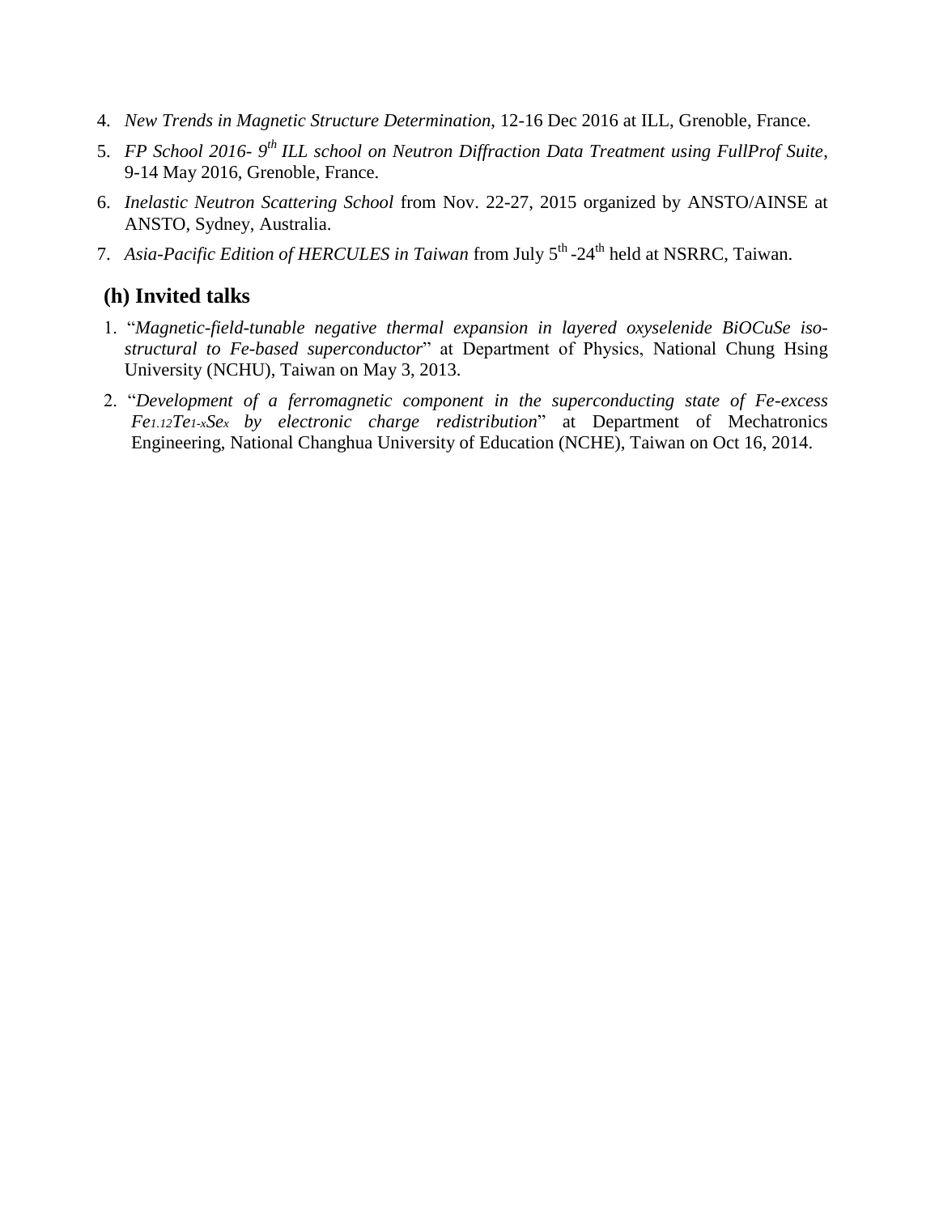4. *New Trends in Magnetic Structure Determination*, 12-16 Dec 2016 at ILL, Grenoble, France.
5. *FP School 2016- 9$^{th}$ ILL school on Neutron Diffraction Data Treatment using FullProf Suite*, 9-14 May 2016, Grenoble, France.
6. *Inelastic Neutron Scattering School* from Nov. 22-27, 2015 organized by ANSTO/AINSE at ANSTO, Sydney, Australia.
7. *Asia-Pacific Edition of HERCULES in Taiwan* from July 5$^{th}$ -24$^{th}$ held at NSRRC, Taiwan.

## (h) Invited talks

1. "*Magnetic-field-tunable negative thermal expansion in layered oxyselenide BiOCuSe iso-structural to Fe-based superconductor*" at Department of Physics, National Chung Hsing University (NCHU), Taiwan on May 3, 2013.
2. "*Development of a ferromagnetic component in the superconducting state of Fe-excess $Fe_{1.12}Te_{1-x}Se_x$ by electronic charge redistribution*" at Department of Mechatronics Engineering, National Changhua University of Education (NCHE), Taiwan on Oct 16, 2014.